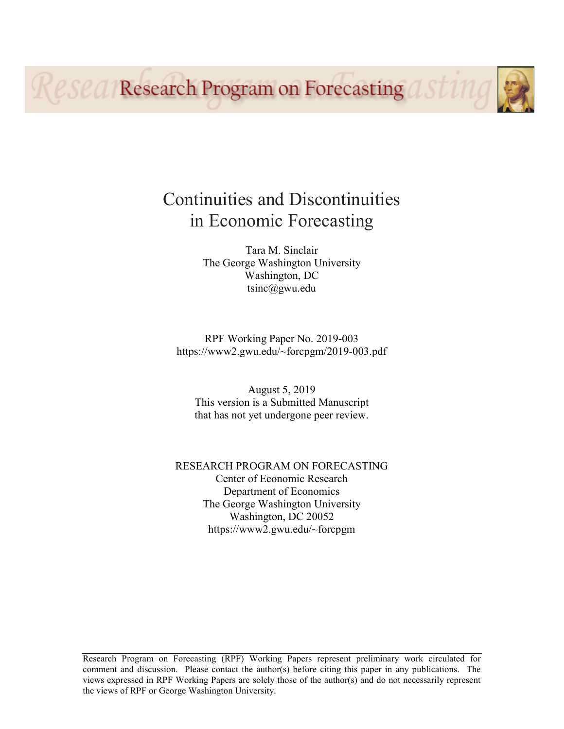Research Program on Forecasting

# Continuities and Discontinuities in Economic Forecasting

Tara M. Sinclair
The George Washington University
Washington, DC
tsinc@gwu.edu

RPF Working Paper No. 2019-003
https://www2.gwu.edu/~forcpgm/2019-003.pdf

August 5, 2019
This version is a Submitted Manuscript
that has not yet undergone peer review.

RESEARCH PROGRAM ON FORECASTING
Center of Economic Research
Department of Economics
The George Washington University
Washington, DC 20052
https://www2.gwu.edu/~forcpgm

Research Program on Forecasting (RPF) Working Papers represent preliminary work circulated for comment and discussion. Please contact the author(s) before citing this paper in any publications. The views expressed in RPF Working Papers are solely those of the author(s) and do not necessarily represent the views of RPF or George Washington University.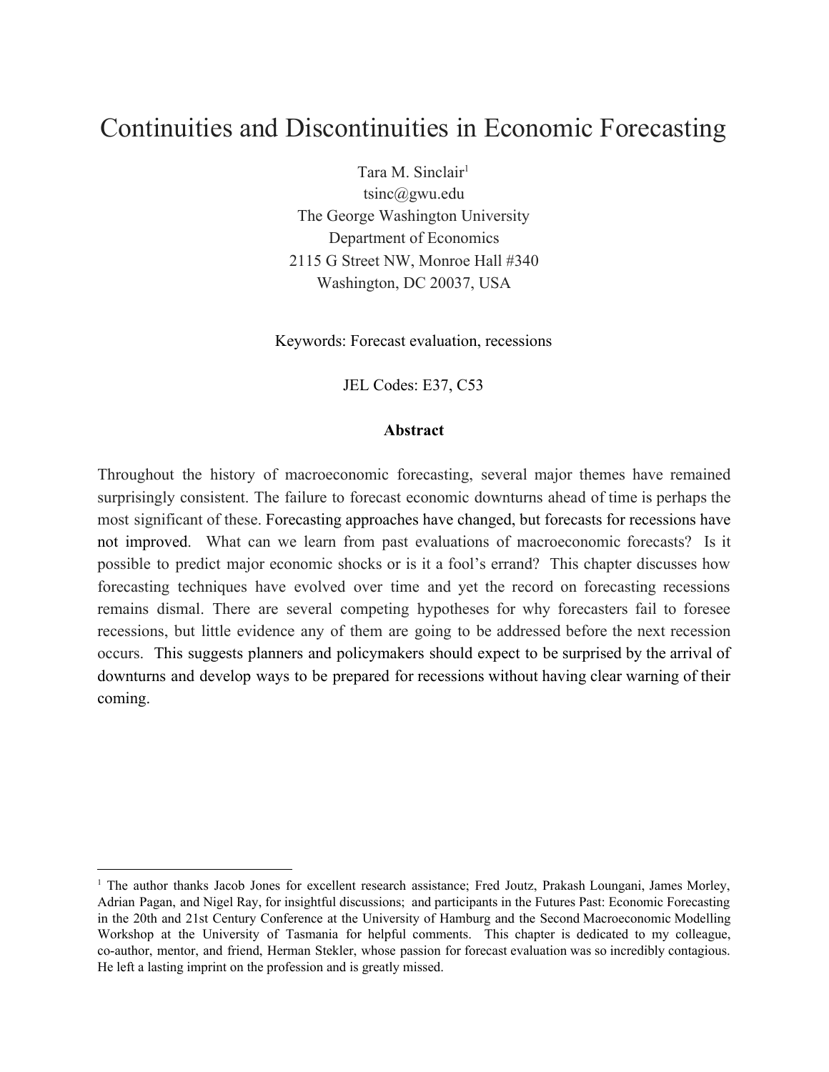# Continuities and Discontinuities in Economic Forecasting

Tara M. Sinclair[1]
tsinc@gwu.edu
The George Washington University
Department of Economics
2115 G Street NW, Monroe Hall #340
Washington, DC 20037, USA

Keywords: Forecast evaluation, recessions

JEL Codes: E37, C53

**Abstract**

Throughout the history of macroeconomic forecasting, several major themes have remained surprisingly consistent. The failure to forecast economic downturns ahead of time is perhaps the most significant of these. Forecasting approaches have changed, but forecasts for recessions have not improved. What can we learn from past evaluations of macroeconomic forecasts? Is it possible to predict major economic shocks or is it a fool's errand? This chapter discusses how forecasting techniques have evolved over time and yet the record on forecasting recessions remains dismal. There are several competing hypotheses for why forecasters fail to foresee recessions, but little evidence any of them are going to be addressed before the next recession occurs. This suggests planners and policymakers should expect to be surprised by the arrival of downturns and develop ways to be prepared for recessions without having clear warning of their coming.

[1] The author thanks Jacob Jones for excellent research assistance; Fred Joutz, Prakash Loungani, James Morley, Adrian Pagan, and Nigel Ray, for insightful discussions; and participants in the Futures Past: Economic Forecasting in the 20th and 21st Century Conference at the University of Hamburg and the Second Macroeconomic Modelling Workshop at the University of Tasmania for helpful comments. This chapter is dedicated to my colleague, co-author, mentor, and friend, Herman Stekler, whose passion for forecast evaluation was so incredibly contagious. He left a lasting imprint on the profession and is greatly missed.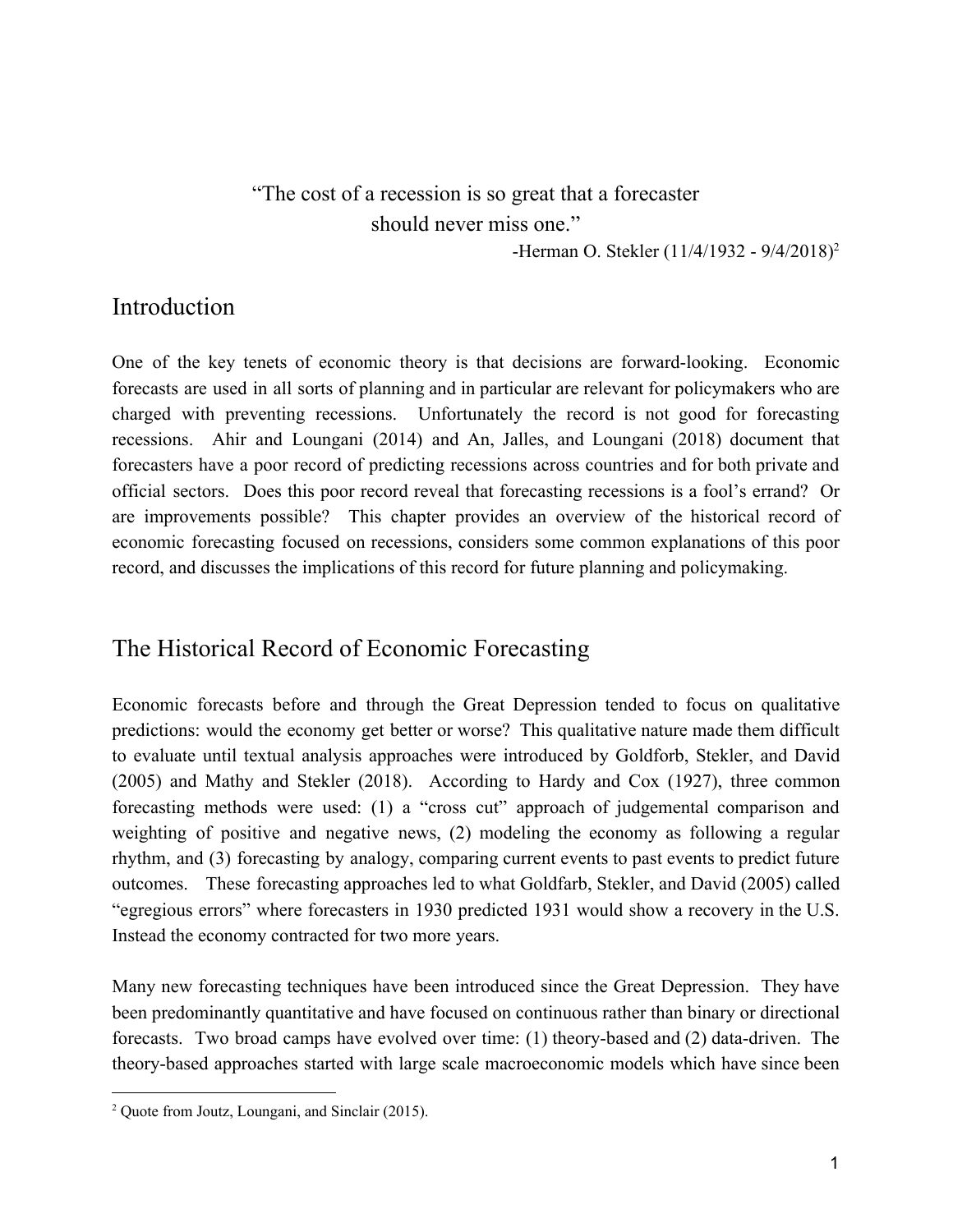"The cost of a recession is so great that a forecaster should never miss one."

-Herman O. Stekler (11/4/1932 - 9/4/2018)[2]

## Introduction

One of the key tenets of economic theory is that decisions are forward-looking. Economic forecasts are used in all sorts of planning and in particular are relevant for policymakers who are charged with preventing recessions. Unfortunately the record is not good for forecasting recessions. Ahir and Loungani (2014) and An, Jalles, and Loungani (2018) document that forecasters have a poor record of predicting recessions across countries and for both private and official sectors. Does this poor record reveal that forecasting recessions is a fool's errand? Or are improvements possible? This chapter provides an overview of the historical record of economic forecasting focused on recessions, considers some common explanations of this poor record, and discusses the implications of this record for future planning and policymaking.

## The Historical Record of Economic Forecasting

Economic forecasts before and through the Great Depression tended to focus on qualitative predictions: would the economy get better or worse? This qualitative nature made them difficult to evaluate until textual analysis approaches were introduced by Goldfarb, Stekler, and David (2005) and Mathy and Stekler (2018). According to Hardy and Cox (1927), three common forecasting methods were used: (1) a "cross cut" approach of judgemental comparison and weighting of positive and negative news, (2) modeling the economy as following a regular rhythm, and (3) forecasting by analogy, comparing current events to past events to predict future outcomes. These forecasting approaches led to what Goldfarb, Stekler, and David (2005) called "egregious errors" where forecasters in 1930 predicted 1931 would show a recovery in the U.S. Instead the economy contracted for two more years.

Many new forecasting techniques have been introduced since the Great Depression. They have been predominantly quantitative and have focused on continuous rather than binary or directional forecasts. Two broad camps have evolved over time: (1) theory-based and (2) data-driven. The theory-based approaches started with large scale macroeconomic models which have since been

[2] Quote from Joutz, Loungani, and Sinclair (2015).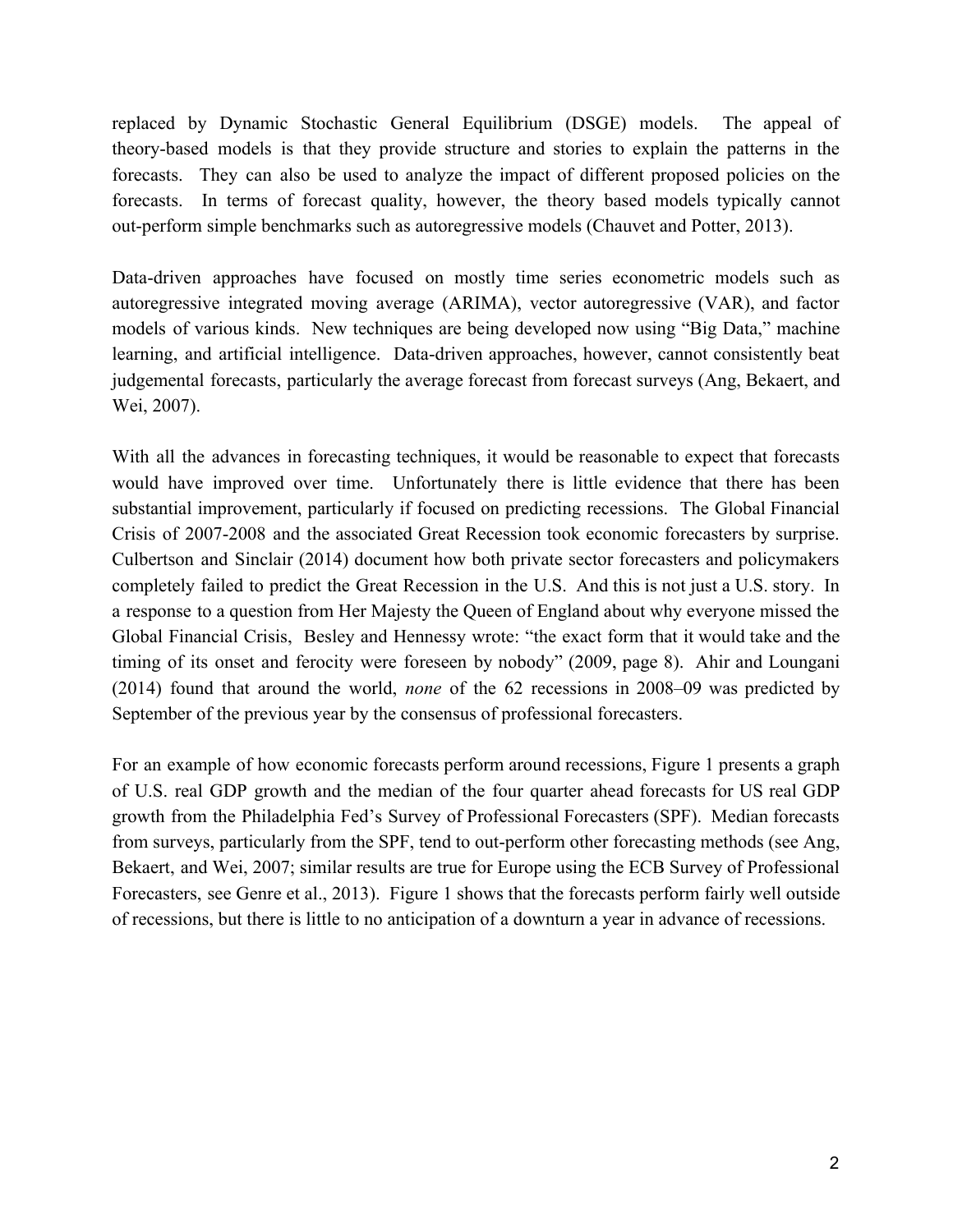replaced by Dynamic Stochastic General Equilibrium (DSGE) models. The appeal of theory-based models is that they provide structure and stories to explain the patterns in the forecasts. They can also be used to analyze the impact of different proposed policies on the forecasts. In terms of forecast quality, however, the theory based models typically cannot out-perform simple benchmarks such as autoregressive models (Chauvet and Potter, 2013).

Data-driven approaches have focused on mostly time series econometric models such as autoregressive integrated moving average (ARIMA), vector autoregressive (VAR), and factor models of various kinds. New techniques are being developed now using "Big Data," machine learning, and artificial intelligence. Data-driven approaches, however, cannot consistently beat judgemental forecasts, particularly the average forecast from forecast surveys (Ang, Bekaert, and Wei, 2007).

With all the advances in forecasting techniques, it would be reasonable to expect that forecasts would have improved over time. Unfortunately there is little evidence that there has been substantial improvement, particularly if focused on predicting recessions. The Global Financial Crisis of 2007-2008 and the associated Great Recession took economic forecasters by surprise. Culbertson and Sinclair (2014) document how both private sector forecasters and policymakers completely failed to predict the Great Recession in the U.S. And this is not just a U.S. story. In a response to a question from Her Majesty the Queen of England about why everyone missed the Global Financial Crisis, Besley and Hennessy wrote: "the exact form that it would take and the timing of its onset and ferocity were foreseen by nobody" (2009, page 8). Ahir and Loungani (2014) found that around the world, *none* of the 62 recessions in 2008–09 was predicted by September of the previous year by the consensus of professional forecasters.

For an example of how economic forecasts perform around recessions, Figure 1 presents a graph of U.S. real GDP growth and the median of the four quarter ahead forecasts for US real GDP growth from the Philadelphia Fed's Survey of Professional Forecasters (SPF). Median forecasts from surveys, particularly from the SPF, tend to out-perform other forecasting methods (see Ang, Bekaert, and Wei, 2007; similar results are true for Europe using the ECB Survey of Professional Forecasters, see Genre et al., 2013). Figure 1 shows that the forecasts perform fairly well outside of recessions, but there is little to no anticipation of a downturn a year in advance of recessions.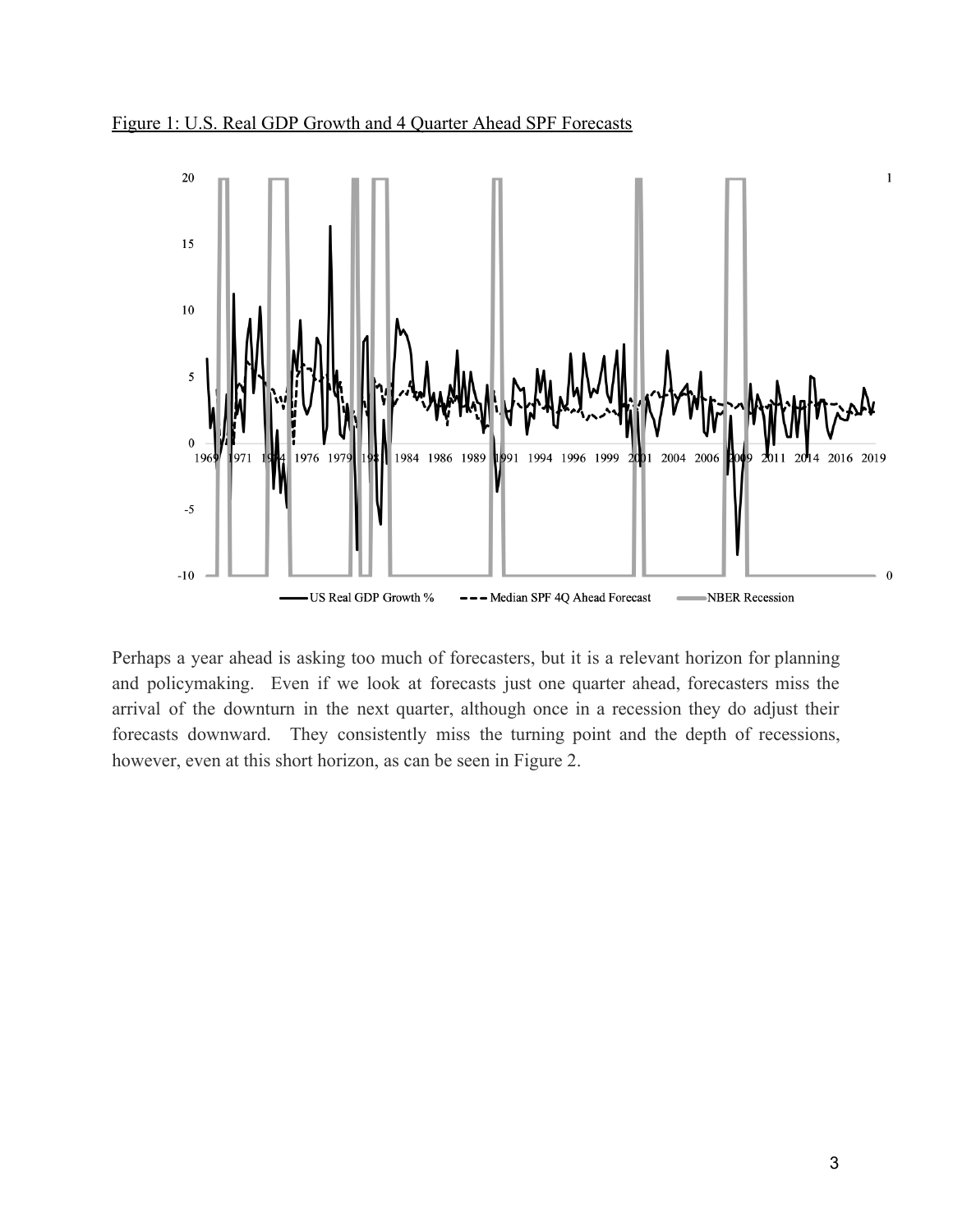Figure 1: U.S. Real GDP Growth and 4 Quarter Ahead SPF Forecasts

Perhaps a year ahead is asking too much of forecasters, but it is a relevant horizon for planning and policymaking. Even if we look at forecasts just one quarter ahead, forecasters miss the arrival of the downturn in the next quarter, although once in a recession they do adjust their forecasts downward. They consistently miss the turning point and the depth of recessions, however, even at this short horizon, as can be seen in Figure 2.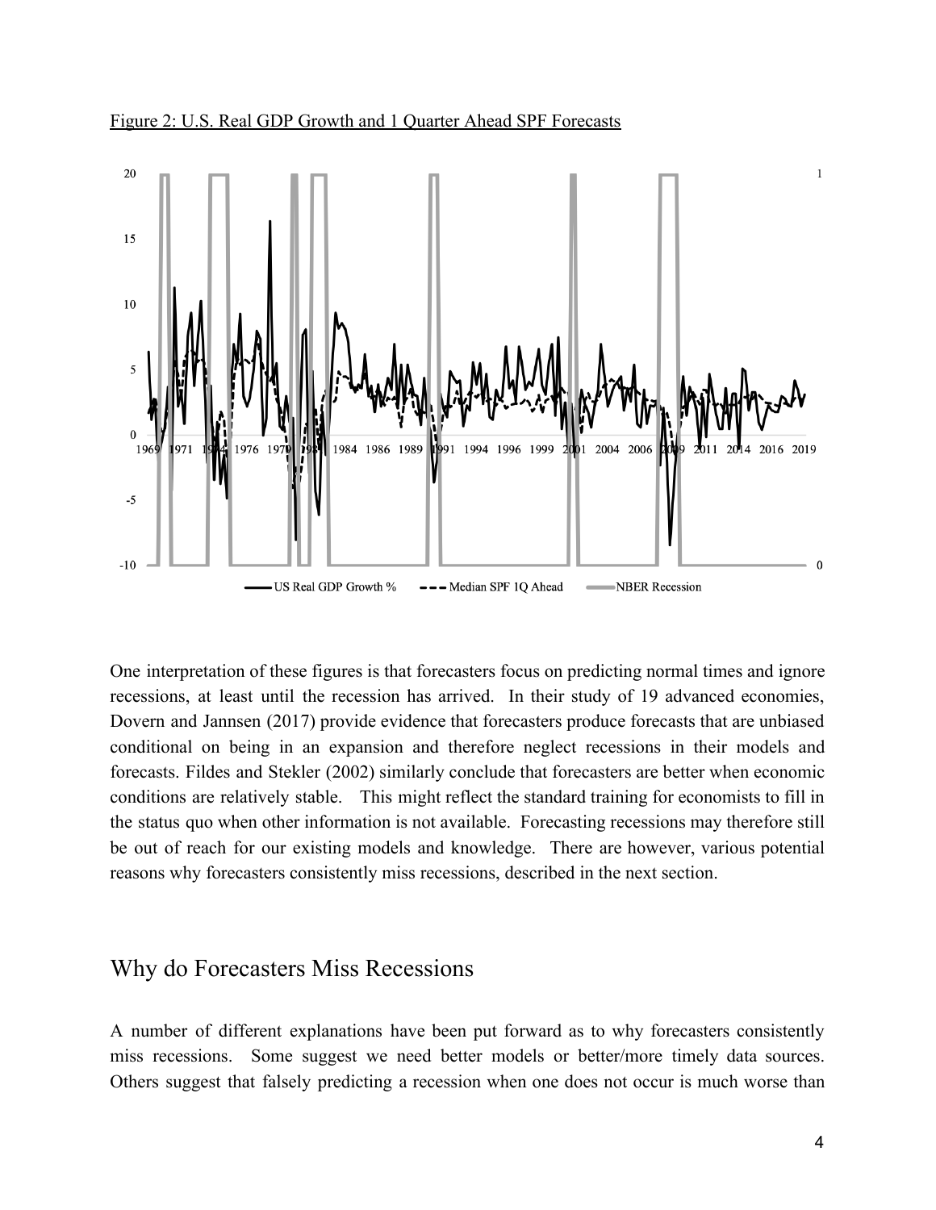Figure 2: U.S. Real GDP Growth and 1 Quarter Ahead SPF Forecasts

One interpretation of these figures is that forecasters focus on predicting normal times and ignore recessions, at least until the recession has arrived. In their study of 19 advanced economies, Dovern and Jannsen (2017) provide evidence that forecasters produce forecasts that are unbiased conditional on being in an expansion and therefore neglect recessions in their models and forecasts. Fildes and Stekler (2002) similarly conclude that forecasters are better when economic conditions are relatively stable. This might reflect the standard training for economists to fill in the status quo when other information is not available. Forecasting recessions may therefore still be out of reach for our existing models and knowledge. There are however, various potential reasons why forecasters consistently miss recessions, described in the next section.

## Why do Forecasters Miss Recessions

A number of different explanations have been put forward as to why forecasters consistently miss recessions. Some suggest we need better models or better/more timely data sources. Others suggest that falsely predicting a recession when one does not occur is much worse than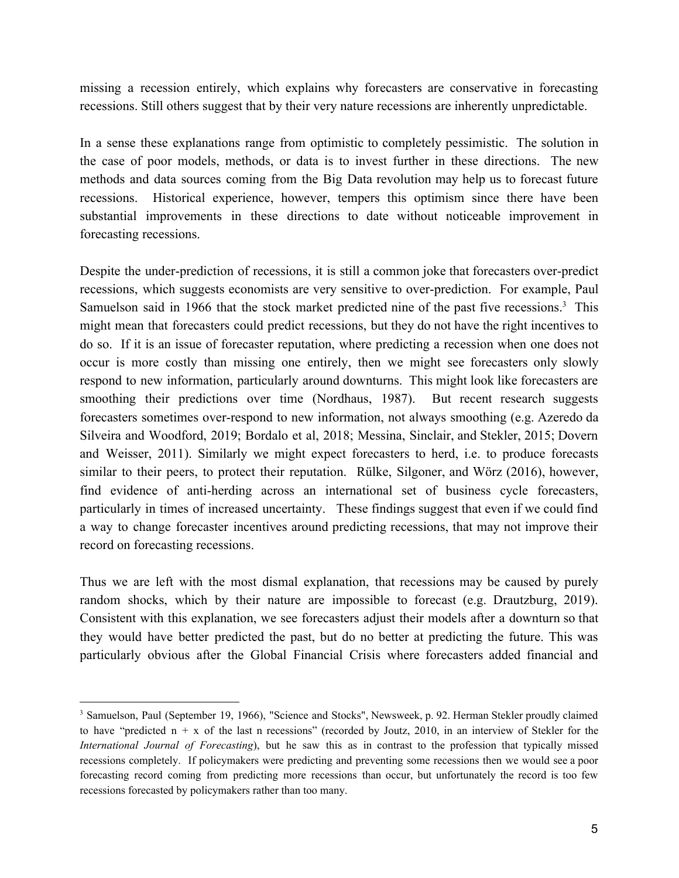missing a recession entirely, which explains why forecasters are conservative in forecasting recessions. Still others suggest that by their very nature recessions are inherently unpredictable.

In a sense these explanations range from optimistic to completely pessimistic. The solution in the case of poor models, methods, or data is to invest further in these directions. The new methods and data sources coming from the Big Data revolution may help us to forecast future recessions. Historical experience, however, tempers this optimism since there have been substantial improvements in these directions to date without noticeable improvement in forecasting recessions.

Despite the under-prediction of recessions, it is still a common joke that forecasters over-predict recessions, which suggests economists are very sensitive to over-prediction. For example, Paul Samuelson said in 1966 that the stock market predicted nine of the past five recessions.[3] This might mean that forecasters could predict recessions, but they do not have the right incentives to do so. If it is an issue of forecaster reputation, where predicting a recession when one does not occur is more costly than missing one entirely, then we might see forecasters only slowly respond to new information, particularly around downturns. This might look like forecasters are smoothing their predictions over time (Nordhaus, 1987). But recent research suggests forecasters sometimes over-respond to new information, not always smoothing (e.g. Azeredo da Silveira and Woodford, 2019; Bordalo et al, 2018; Messina, Sinclair, and Stekler, 2015; Dovern and Weisser, 2011). Similarly we might expect forecasters to herd, i.e. to produce forecasts similar to their peers, to protect their reputation. Rülke, Silgoner, and Wörz (2016), however, find evidence of anti-herding across an international set of business cycle forecasters, particularly in times of increased uncertainty. These findings suggest that even if we could find a way to change forecaster incentives around predicting recessions, that may not improve their record on forecasting recessions.

Thus we are left with the most dismal explanation, that recessions may be caused by purely random shocks, which by their nature are impossible to forecast (e.g. Drautzburg, 2019). Consistent with this explanation, we see forecasters adjust their models after a downturn so that they would have better predicted the past, but do no better at predicting the future. This was particularly obvious after the Global Financial Crisis where forecasters added financial and

---

[3] Samuelson, Paul (September 19, 1966), "Science and Stocks", Newsweek, p. 92. Herman Stekler proudly claimed to have "predicted n + x of the last n recessions" (recorded by Joutz, 2010, in an interview of Stekler for the *International Journal of Forecasting*), but he saw this as in contrast to the profession that typically missed recessions completely. If policymakers were predicting and preventing some recessions then we would see a poor forecasting record coming from predicting more recessions than occur, but unfortunately the record is too few recessions forecasted by policymakers rather than too many.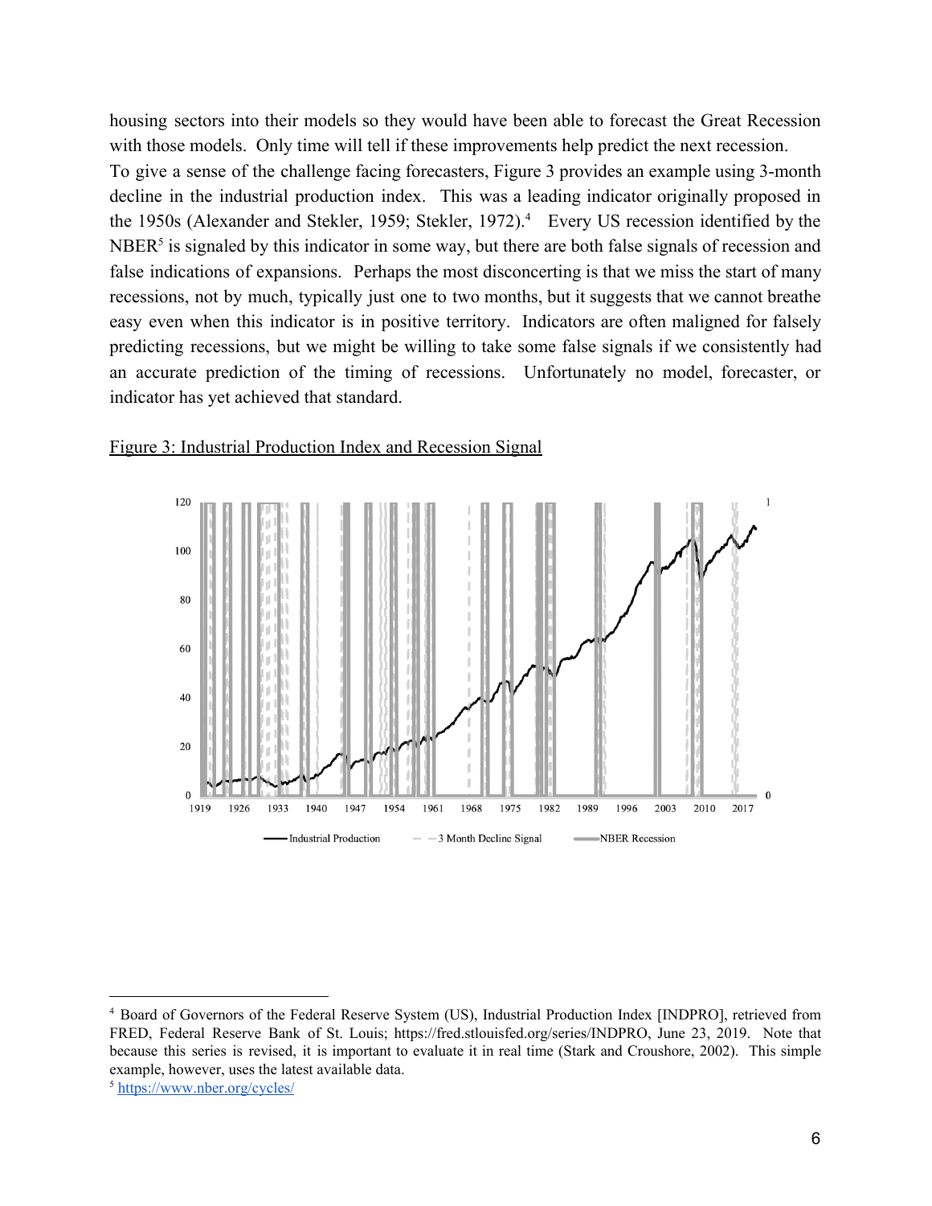housing sectors into their models so they would have been able to forecast the Great Recession with those models. Only time will tell if these improvements help predict the next recession.

To give a sense of the challenge facing forecasters, Figure 3 provides an example using 3-month decline in the industrial production index. This was a leading indicator originally proposed in the 1950s (Alexander and Stekler, 1959; Stekler, 1972).[4] Every US recession identified by the NBER[5] is signaled by this indicator in some way, but there are both false signals of recession and false indications of expansions. Perhaps the most disconcerting is that we miss the start of many recessions, not by much, typically just one to two months, but it suggests that we cannot breathe easy even when this indicator is in positive territory. Indicators are often maligned for falsely predicting recessions, but we might be willing to take some false signals if we consistently had an accurate prediction of the timing of recessions. Unfortunately no model, forecaster, or indicator has yet achieved that standard.

Figure 3: Industrial Production Index and Recession Signal

---

[4] Board of Governors of the Federal Reserve System (US), Industrial Production Index [INDPRO], retrieved from FRED, Federal Reserve Bank of St. Louis; https://fred.stlouisfed.org/series/INDPRO, June 23, 2019. Note that because this series is revised, it is important to evaluate it in real time (Stark and Croushore, 2002). This simple example, however, uses the latest available data.

[5] https://www.nber.org/cycles/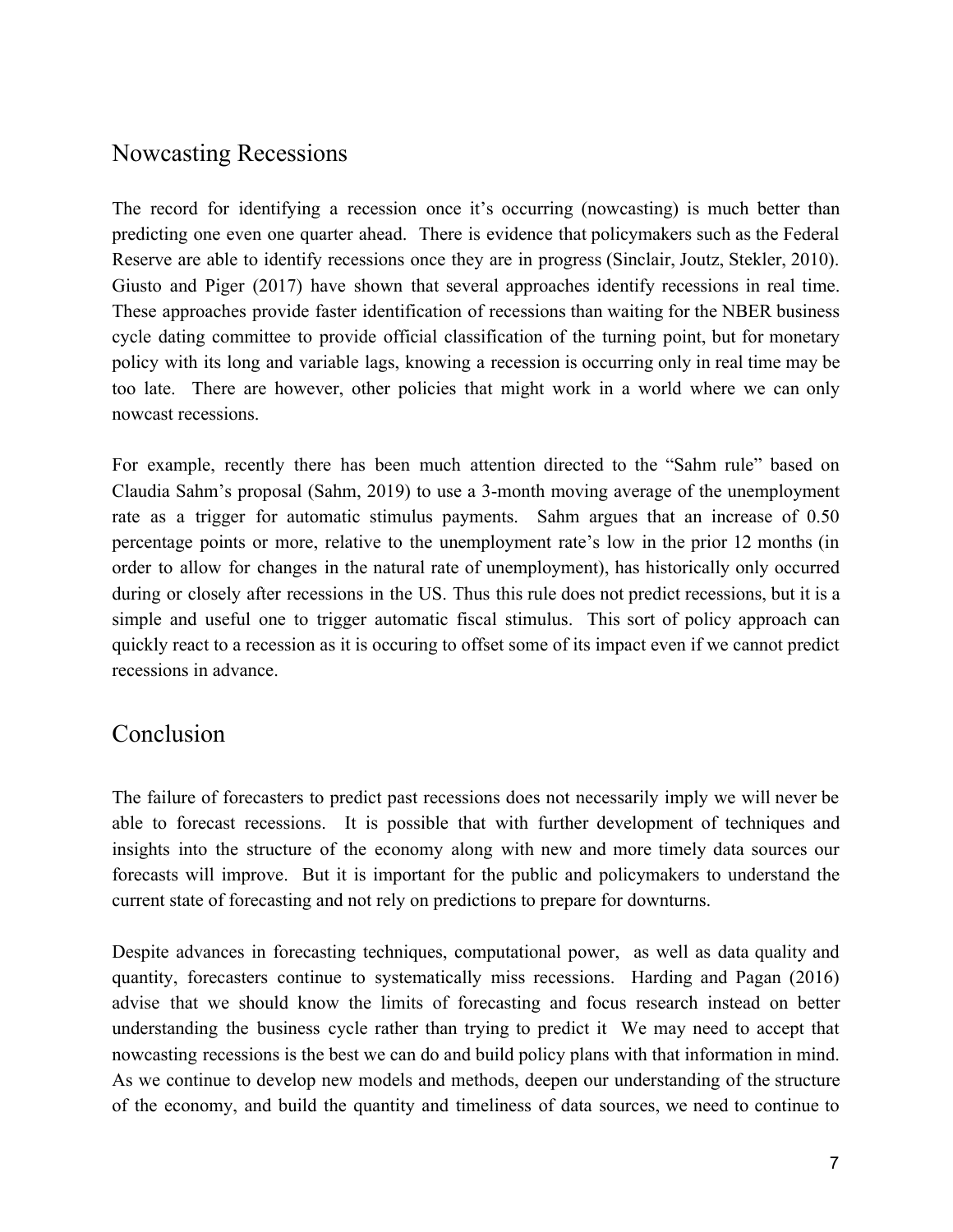## Nowcasting Recessions

The record for identifying a recession once it's occurring (nowcasting) is much better than predicting one even one quarter ahead. There is evidence that policymakers such as the Federal Reserve are able to identify recessions once they are in progress (Sinclair, Joutz, Stekler, 2010). Giusto and Piger (2017) have shown that several approaches identify recessions in real time. These approaches provide faster identification of recessions than waiting for the NBER business cycle dating committee to provide official classification of the turning point, but for monetary policy with its long and variable lags, knowing a recession is occurring only in real time may be too late. There are however, other policies that might work in a world where we can only nowcast recessions.

For example, recently there has been much attention directed to the "Sahm rule" based on Claudia Sahm's proposal (Sahm, 2019) to use a 3-month moving average of the unemployment rate as a trigger for automatic stimulus payments. Sahm argues that an increase of 0.50 percentage points or more, relative to the unemployment rate's low in the prior 12 months (in order to allow for changes in the natural rate of unemployment), has historically only occurred during or closely after recessions in the US. Thus this rule does not predict recessions, but it is a simple and useful one to trigger automatic fiscal stimulus. This sort of policy approach can quickly react to a recession as it is occuring to offset some of its impact even if we cannot predict recessions in advance.

## Conclusion

The failure of forecasters to predict past recessions does not necessarily imply we will never be able to forecast recessions. It is possible that with further development of techniques and insights into the structure of the economy along with new and more timely data sources our forecasts will improve. But it is important for the public and policymakers to understand the current state of forecasting and not rely on predictions to prepare for downturns.

Despite advances in forecasting techniques, computational power, as well as data quality and quantity, forecasters continue to systematically miss recessions. Harding and Pagan (2016) advise that we should know the limits of forecasting and focus research instead on better understanding the business cycle rather than trying to predict it We may need to accept that nowcasting recessions is the best we can do and build policy plans with that information in mind. As we continue to develop new models and methods, deepen our understanding of the structure of the economy, and build the quantity and timeliness of data sources, we need to continue to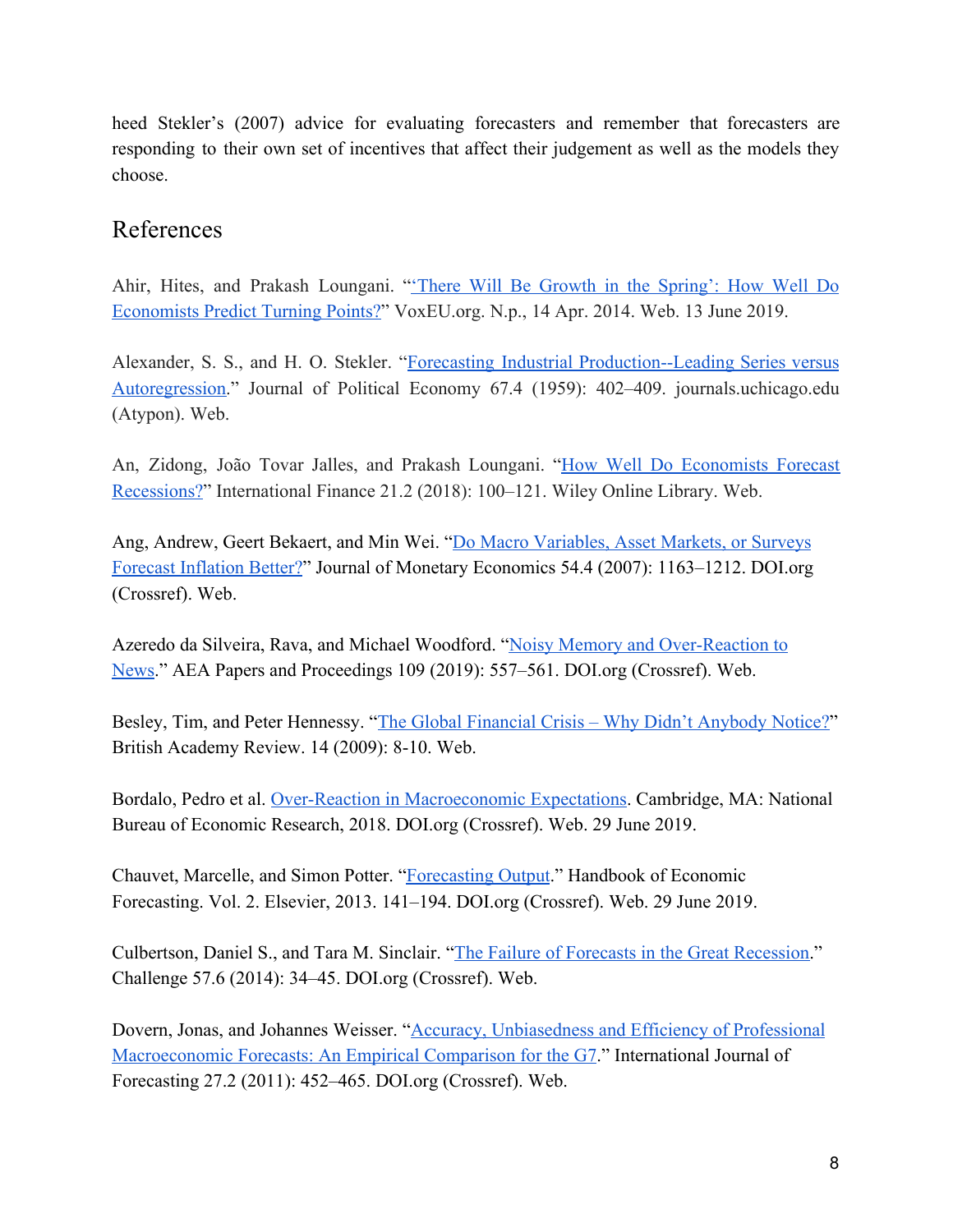heed Stekler's (2007) advice for evaluating forecasters and remember that forecasters are responding to their own set of incentives that affect their judgement as well as the models they choose.

## References

Ahir, Hites, and Prakash Loungani. "'There Will Be Growth in the Spring': How Well Do Economists Predict Turning Points?" VoxEU.org. N.p., 14 Apr. 2014. Web. 13 June 2019.

Alexander, S. S., and H. O. Stekler. "Forecasting Industrial Production--Leading Series versus Autoregression." Journal of Political Economy 67.4 (1959): 402–409. journals.uchicago.edu (Atypon). Web.

An, Zidong, João Tovar Jalles, and Prakash Loungani. "How Well Do Economists Forecast Recessions?" International Finance 21.2 (2018): 100–121. Wiley Online Library. Web.

Ang, Andrew, Geert Bekaert, and Min Wei. "Do Macro Variables, Asset Markets, or Surveys Forecast Inflation Better?" Journal of Monetary Economics 54.4 (2007): 1163–1212. DOI.org (Crossref). Web.

Azeredo da Silveira, Rava, and Michael Woodford. "Noisy Memory and Over-Reaction to News." AEA Papers and Proceedings 109 (2019): 557–561. DOI.org (Crossref). Web.

Besley, Tim, and Peter Hennessy. "The Global Financial Crisis – Why Didn't Anybody Notice?" British Academy Review. 14 (2009): 8-10. Web.

Bordalo, Pedro et al. Over-Reaction in Macroeconomic Expectations. Cambridge, MA: National Bureau of Economic Research, 2018. DOI.org (Crossref). Web. 29 June 2019.

Chauvet, Marcelle, and Simon Potter. "Forecasting Output." Handbook of Economic Forecasting. Vol. 2. Elsevier, 2013. 141–194. DOI.org (Crossref). Web. 29 June 2019.

Culbertson, Daniel S., and Tara M. Sinclair. "The Failure of Forecasts in the Great Recession." Challenge 57.6 (2014): 34–45. DOI.org (Crossref). Web.

Dovern, Jonas, and Johannes Weisser. "Accuracy, Unbiasedness and Efficiency of Professional Macroeconomic Forecasts: An Empirical Comparison for the G7." International Journal of Forecasting 27.2 (2011): 452–465. DOI.org (Crossref). Web.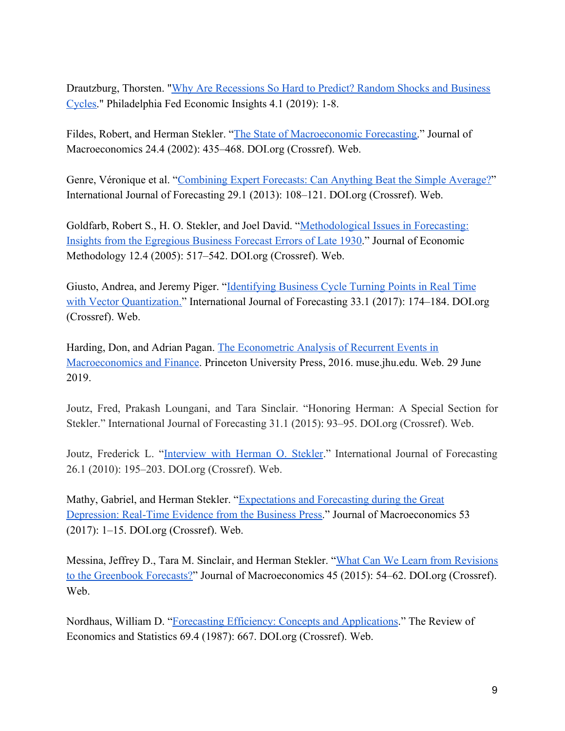Drautzburg, Thorsten. "Why Are Recessions So Hard to Predict? Random Shocks and Business Cycles." Philadelphia Fed Economic Insights 4.1 (2019): 1-8.

Fildes, Robert, and Herman Stekler. "The State of Macroeconomic Forecasting." Journal of Macroeconomics 24.4 (2002): 435–468. DOI.org (Crossref). Web.

Genre, Véronique et al. "Combining Expert Forecasts: Can Anything Beat the Simple Average?" International Journal of Forecasting 29.1 (2013): 108–121. DOI.org (Crossref). Web.

Goldfarb, Robert S., H. O. Stekler, and Joel David. "Methodological Issues in Forecasting: Insights from the Egregious Business Forecast Errors of Late 1930." Journal of Economic Methodology 12.4 (2005): 517–542. DOI.org (Crossref). Web.

Giusto, Andrea, and Jeremy Piger. "Identifying Business Cycle Turning Points in Real Time with Vector Quantization." International Journal of Forecasting 33.1 (2017): 174–184. DOI.org (Crossref). Web.

Harding, Don, and Adrian Pagan. The Econometric Analysis of Recurrent Events in Macroeconomics and Finance. Princeton University Press, 2016. muse.jhu.edu. Web. 29 June 2019.

Joutz, Fred, Prakash Loungani, and Tara Sinclair. "Honoring Herman: A Special Section for Stekler." International Journal of Forecasting 31.1 (2015): 93–95. DOI.org (Crossref). Web.

Joutz, Frederick L. "Interview with Herman O. Stekler." International Journal of Forecasting 26.1 (2010): 195–203. DOI.org (Crossref). Web.

Mathy, Gabriel, and Herman Stekler. "Expectations and Forecasting during the Great Depression: Real-Time Evidence from the Business Press." Journal of Macroeconomics 53 (2017): 1–15. DOI.org (Crossref). Web.

Messina, Jeffrey D., Tara M. Sinclair, and Herman Stekler. "What Can We Learn from Revisions to the Greenbook Forecasts?" Journal of Macroeconomics 45 (2015): 54–62. DOI.org (Crossref). Web.

Nordhaus, William D. "Forecasting Efficiency: Concepts and Applications." The Review of Economics and Statistics 69.4 (1987): 667. DOI.org (Crossref). Web.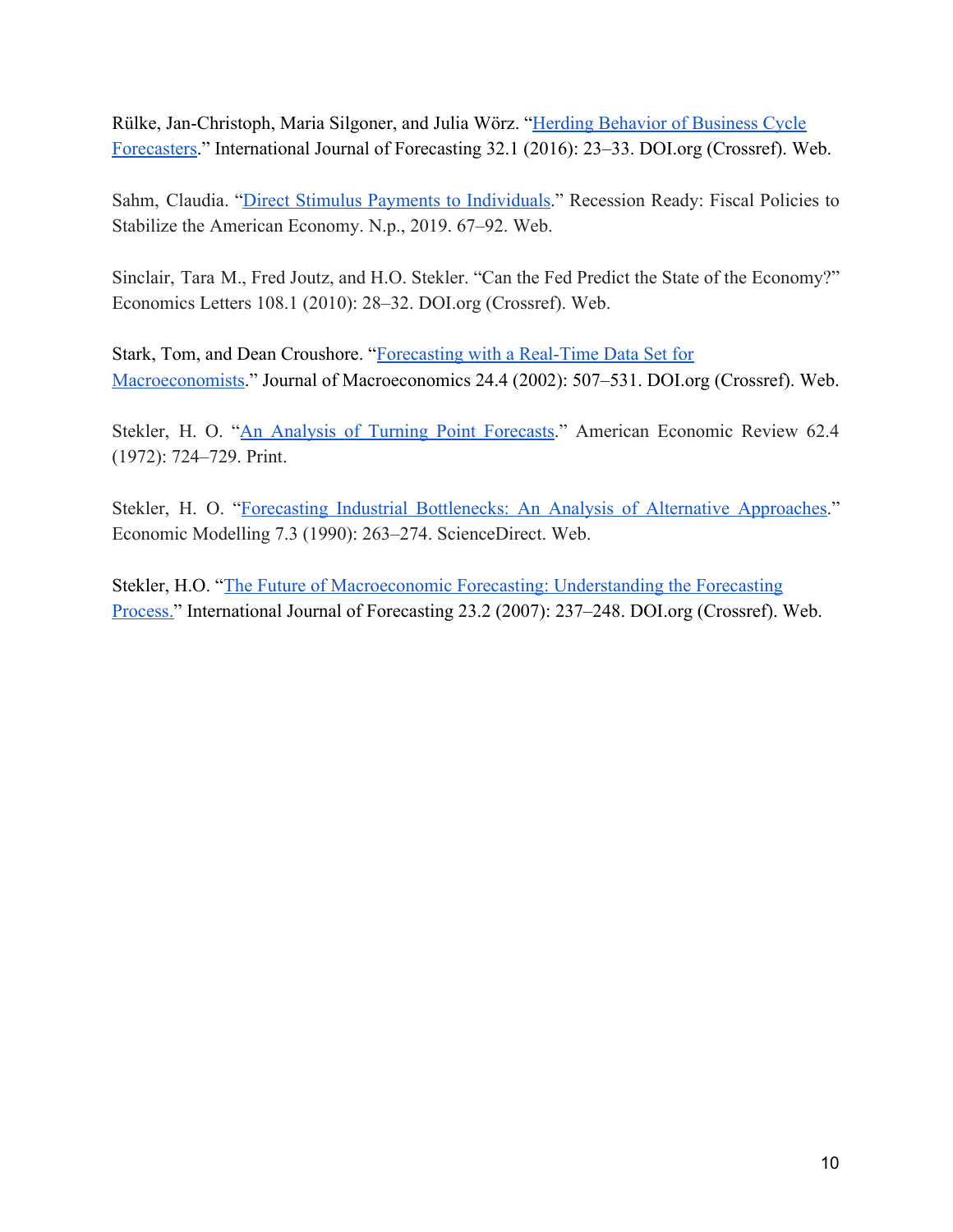Rülke, Jan-Christoph, Maria Silgoner, and Julia Wörz. "Herding Behavior of Business Cycle Forecasters." International Journal of Forecasting 32.1 (2016): 23–33. DOI.org (Crossref). Web.

Sahm, Claudia. "Direct Stimulus Payments to Individuals." Recession Ready: Fiscal Policies to Stabilize the American Economy. N.p., 2019. 67–92. Web.

Sinclair, Tara M., Fred Joutz, and H.O. Stekler. "Can the Fed Predict the State of the Economy?" Economics Letters 108.1 (2010): 28–32. DOI.org (Crossref). Web.

Stark, Tom, and Dean Croushore. "Forecasting with a Real-Time Data Set for Macroeconomists." Journal of Macroeconomics 24.4 (2002): 507–531. DOI.org (Crossref). Web.

Stekler, H. O. "An Analysis of Turning Point Forecasts." American Economic Review 62.4 (1972): 724–729. Print.

Stekler, H. O. "Forecasting Industrial Bottlenecks: An Analysis of Alternative Approaches." Economic Modelling 7.3 (1990): 263–274. ScienceDirect. Web.

Stekler, H.O. "The Future of Macroeconomic Forecasting: Understanding the Forecasting Process." International Journal of Forecasting 23.2 (2007): 237–248. DOI.org (Crossref). Web.